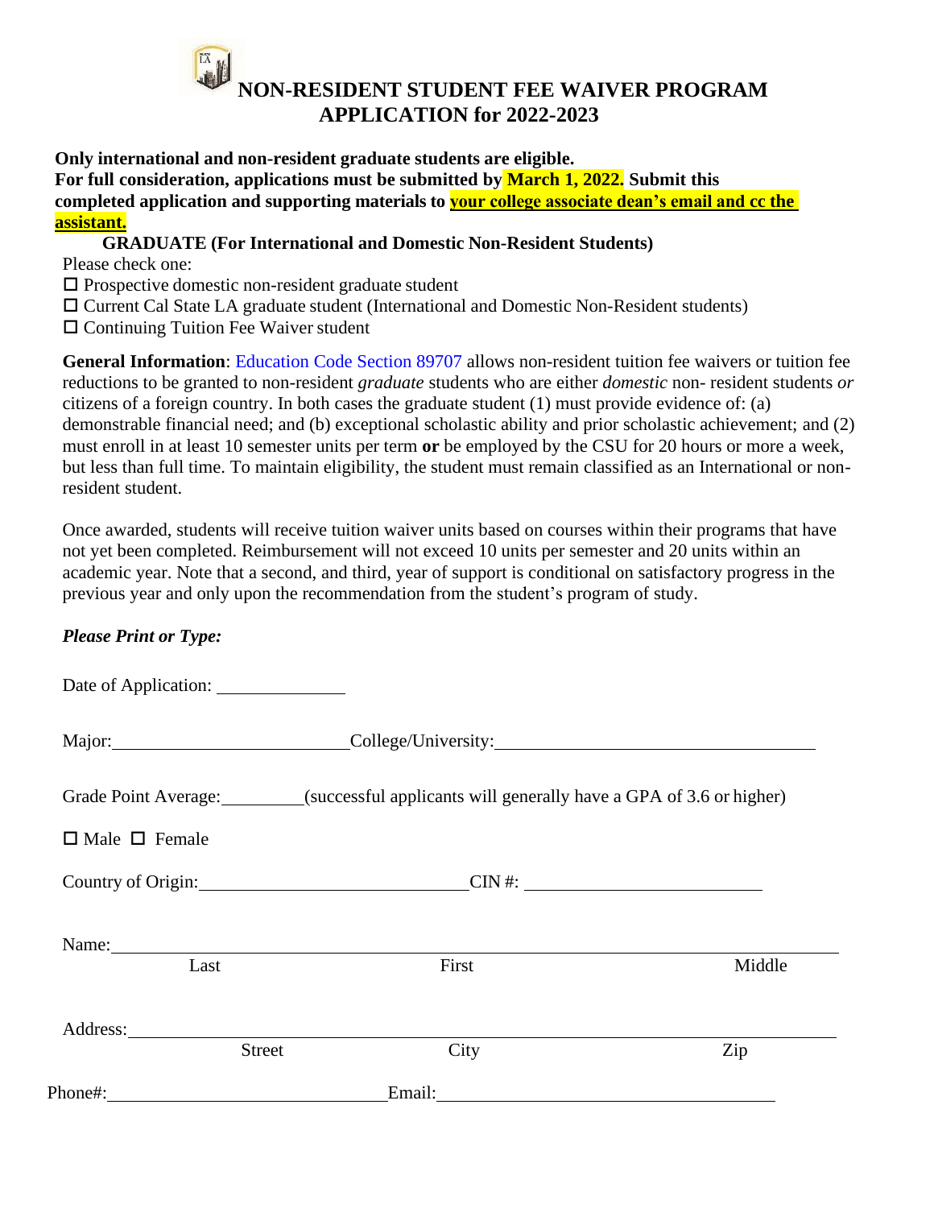# NON-RESIDENT STUDENT FEE WAIVER PROGRAM APPLICATION for 2022-2023

**Only international and non-resident graduate students are eligible.**
**For full consideration, applications must be submitted by March 1, 2022. Submit this completed application and supporting materials to your college associate dean's email and cc the assistant.**

**GRADUATE (For International and Domestic Non-Resident Students)**

Please check one:

☐ Prospective domestic non-resident graduate student
☐ Current Cal State LA graduate student (International and Domestic Non-Resident students)
☐ Continuing Tuition Fee Waiver student

**General Information**: Education Code Section 89707 allows non-resident tuition fee waivers or tuition fee reductions to be granted to non-resident *graduate* students who are either *domestic* non- resident students *or* citizens of a foreign country. In both cases the graduate student (1) must provide evidence of: (a) demonstrable financial need; and (b) exceptional scholastic ability and prior scholastic achievement; and (2) must enroll in at least 10 semester units per term **or** be employed by the CSU for 20 hours or more a week, but less than full time. To maintain eligibility, the student must remain classified as an International or non-resident student.

Once awarded, students will receive tuition waiver units based on courses within their programs that have not yet been completed. Reimbursement will not exceed 10 units per semester and 20 units within an academic year. Note that a second, and third, year of support is conditional on satisfactory progress in the previous year and only upon the recommendation from the student's program of study.

***Please Print or Type:***

Date of Application: ______________

Major: __________________________ College/University: __________________________________

Grade Point Average: _________ (successful applicants will generally have a GPA of 3.6 or higher)

☐ Male ☐ Female

Country of Origin: ____________________________ CIN #: ________________________

Name: ______________________________________________________________________
Last First Middle

Address: ____________________________________________________________________
Street City Zip

Phone#: ____________________________ Email: ____________________________________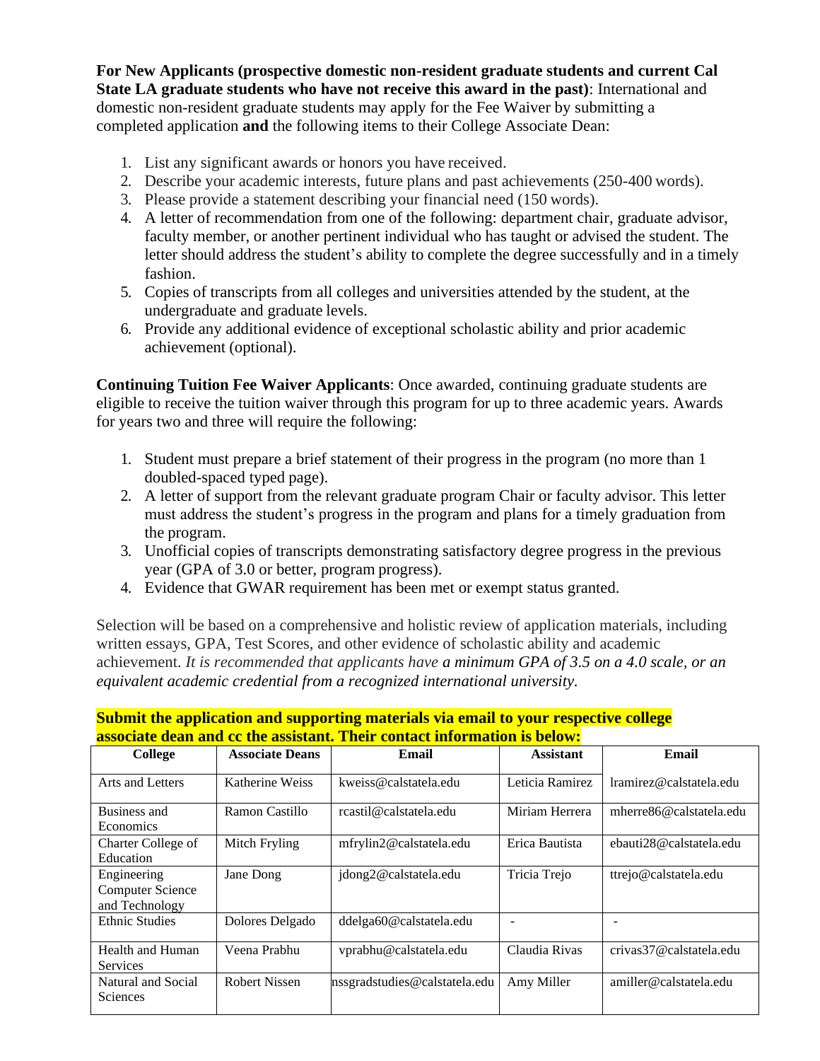**For New Applicants (prospective domestic non-resident graduate students and current Cal State LA graduate students who have not receive this award in the past)**: International and domestic non-resident graduate students may apply for the Fee Waiver by submitting a completed application **and** the following items to their College Associate Dean:

1. List any significant awards or honors you have received.
2. Describe your academic interests, future plans and past achievements (250-400 words).
3. Please provide a statement describing your financial need (150 words).
4. A letter of recommendation from one of the following: department chair, graduate advisor, faculty member, or another pertinent individual who has taught or advised the student. The letter should address the student's ability to complete the degree successfully and in a timely fashion.
5. Copies of transcripts from all colleges and universities attended by the student, at the undergraduate and graduate levels.
6. Provide any additional evidence of exceptional scholastic ability and prior academic achievement (optional).

**Continuing Tuition Fee Waiver Applicants**: Once awarded, continuing graduate students are eligible to receive the tuition waiver through this program for up to three academic years. Awards for years two and three will require the following:

1. Student must prepare a brief statement of their progress in the program (no more than 1 doubled-spaced typed page).
2. A letter of support from the relevant graduate program Chair or faculty advisor. This letter must address the student's progress in the program and plans for a timely graduation from the program.
3. Unofficial copies of transcripts demonstrating satisfactory degree progress in the previous year (GPA of 3.0 or better, program progress).
4. Evidence that GWAR requirement has been met or exempt status granted.

Selection will be based on a comprehensive and holistic review of application materials, including written essays, GPA, Test Scores, and other evidence of scholastic ability and academic achievement. *It is recommended that applicants have **a minimum GPA of 3.5 on a 4.0 scale, or an equivalent academic credential from a recognized international university.***

**Submit the application and supporting materials via email to your respective college associate dean and cc the assistant. Their contact information is below:**

| College | Associate Deans | Email | Assistant | Email |
|---|---|---|---|---|
| Arts and Letters | Katherine Weiss | kweiss@calstatela.edu | Leticia Ramirez | lramirez@calstatela.edu |
| Business and Economics | Ramon Castillo | rcastil@calstatela.edu | Miriam Herrera | mherre86@calstatela.edu |
| Charter College of Education | Mitch Fryling | mfrylin2@calstatela.edu | Erica Bautista | ebauti28@calstatela.edu |
| Engineering Computer Science and Technology | Jane Dong | jdong2@calstatela.edu | Tricia Trejo | ttrejo@calstatela.edu |
| Ethnic Studies | Dolores Delgado | ddelga60@calstatela.edu | - | - |
| Health and Human Services | Veena Prabhu | vprabhu@calstatela.edu | Claudia Rivas | crivas37@calstatela.edu |
| Natural and Social Sciences | Robert Nissen | nssgradstudies@calstatela.edu | Amy Miller | amiller@calstatela.edu |